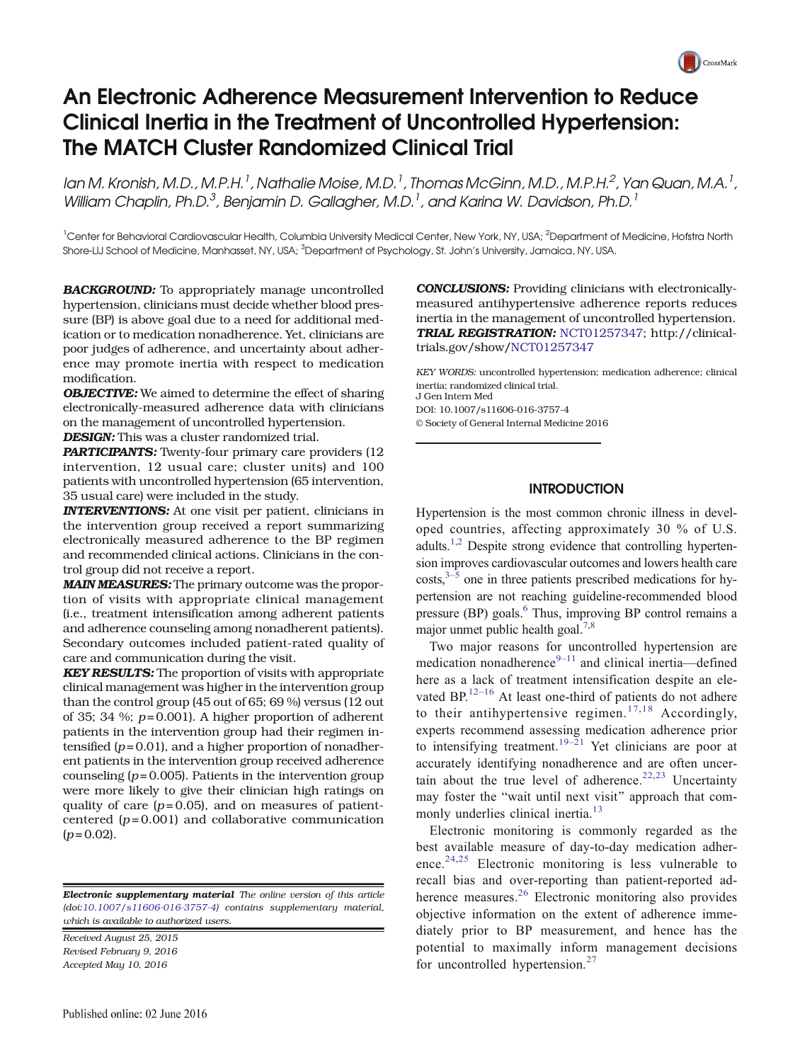# An Electronic Adherence Measurement Intervention to Reduce Clinical Inertia in the Treatment of Uncontrolled Hypertension: The MATCH Cluster Randomized Clinical Trial

*Ian M. Kronish, M.D., M.P.H.[1], Nathalie Moise, M.D.[1], Thomas McGinn, M.D., M.P.H.[2], Yan Quan, M.A.[1], William Chaplin, Ph.D.[3], Benjamin D. Gallagher, M.D.[1], and Karina W. Davidson, Ph.D.[1]*

[1]Center for Behavioral Cardiovascular Health, Columbia University Medical Center, New York, NY, USA; [2]Department of Medicine, Hofstra North Shore-LIJ School of Medicine, Manhasset, NY, USA; [3]Department of Psychology, St. John's University, Jamaica, NY, USA.

***BACKGROUND:*** To appropriately manage uncontrolled hypertension, clinicians must decide whether blood pressure (BP) is above goal due to a need for additional medication or to medication nonadherence. Yet, clinicians are poor judges of adherence, and uncertainty about adherence may promote inertia with respect to medication modification.

***OBJECTIVE:*** We aimed to determine the effect of sharing electronically-measured adherence data with clinicians on the management of uncontrolled hypertension.

***DESIGN:*** This was a cluster randomized trial.

***PARTICIPANTS:*** Twenty-four primary care providers (12 intervention, 12 usual care; cluster units) and 100 patients with uncontrolled hypertension (65 intervention, 35 usual care) were included in the study.

***INTERVENTIONS:*** At one visit per patient, clinicians in the intervention group received a report summarizing electronically measured adherence to the BP regimen and recommended clinical actions. Clinicians in the control group did not receive a report.

***MAIN MEASURES:*** The primary outcome was the proportion of visits with appropriate clinical management (i.e., treatment intensification among adherent patients and adherence counseling among nonadherent patients). Secondary outcomes included patient-rated quality of care and communication during the visit.

***KEY RESULTS:*** The proportion of visits with appropriate clinical management was higher in the intervention group than the control group (45 out of 65; 69 %) versus (12 out of 35; 34 %; $p = 0.001$). A higher proportion of adherent patients in the intervention group had their regimen intensified ($p = 0.01$), and a higher proportion of nonadherent patients in the intervention group received adherence counseling ($p = 0.005$). Patients in the intervention group were more likely to give their clinician high ratings on quality of care ($p = 0.05$), and on measures of patient-centered ($p = 0.001$) and collaborative communication ($p = 0.02$).

***CONCLUSIONS:*** Providing clinicians with electronically-measured antihypertensive adherence reports reduces inertia in the management of uncontrolled hypertension.

***TRIAL REGISTRATION:*** NCT01257347; http://clinicaltrials.gov/show/NCT01257347

*KEY WORDS:* uncontrolled hypertension; medication adherence; clinical inertia; randomized clinical trial.

J Gen Intern Med

DOI: 10.1007/s11606-016-3757-4

© Society of General Internal Medicine 2016

***Electronic supplementary material*** *The online version of this article (doi:10.1007/s11606-016-3757-4) contains supplementary material, which is available to authorized users.*

*Received August 25, 2015*
*Revised February 9, 2016*
*Accepted May 10, 2016*

Published online: 02 June 2016

## INTRODUCTION

Hypertension is the most common chronic illness in developed countries, affecting approximately 30 % of U.S. adults.[1,2] Despite strong evidence that controlling hypertension improves cardiovascular outcomes and lowers health care costs,[3–5] one in three patients prescribed medications for hypertension are not reaching guideline-recommended blood pressure (BP) goals.[6] Thus, improving BP control remains a major unmet public health goal.[7,8]

Two major reasons for uncontrolled hypertension are medication nonadherence[9–11] and clinical inertia—defined here as a lack of treatment intensification despite an elevated BP.[12–16] At least one-third of patients do not adhere to their antihypertensive regimen.[17,18] Accordingly, experts recommend assessing medication adherence prior to intensifying treatment.[19–21] Yet clinicians are poor at accurately identifying nonadherence and are often uncertain about the true level of adherence.[22,23] Uncertainty may foster the "wait until next visit" approach that commonly underlies clinical inertia.[13]

Electronic monitoring is commonly regarded as the best available measure of day-to-day medication adherence.[24,25] Electronic monitoring is less vulnerable to recall bias and over-reporting than patient-reported adherence measures.[26] Electronic monitoring also provides objective information on the extent of adherence immediately prior to BP measurement, and hence has the potential to maximally inform management decisions for uncontrolled hypertension.[27]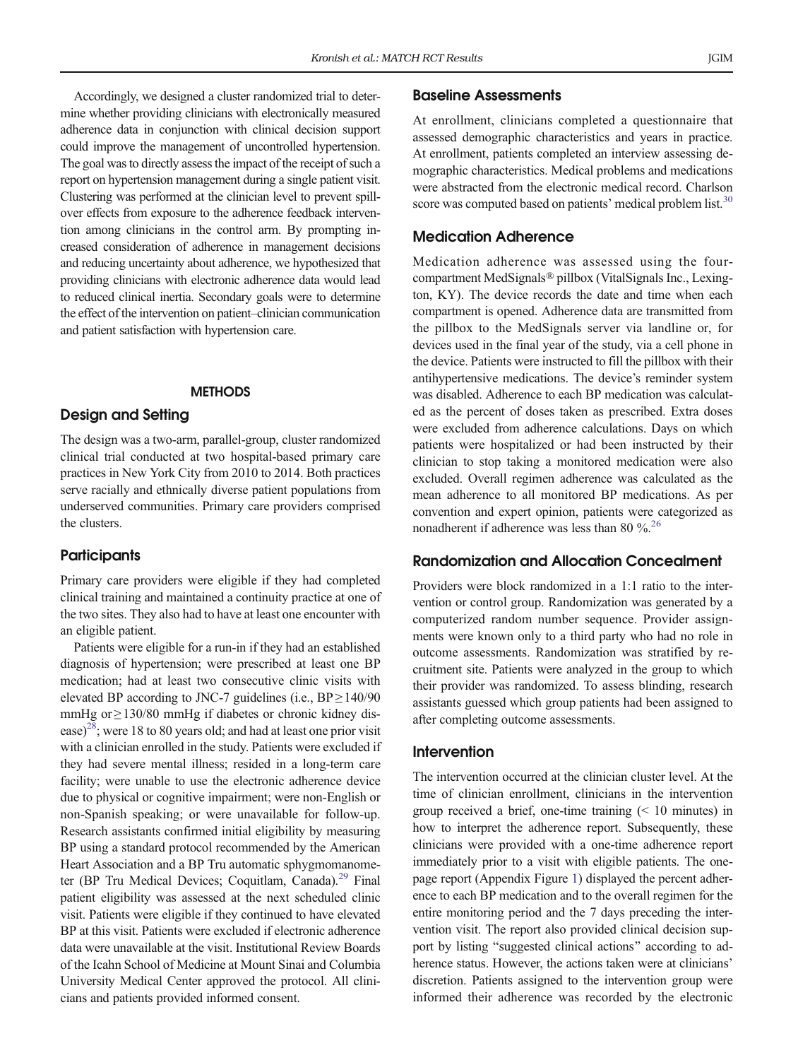Accordingly, we designed a cluster randomized trial to determine whether providing clinicians with electronically measured adherence data in conjunction with clinical decision support could improve the management of uncontrolled hypertension. The goal was to directly assess the impact of the receipt of such a report on hypertension management during a single patient visit. Clustering was performed at the clinician level to prevent spill-over effects from exposure to the adherence feedback intervention among clinicians in the control arm. By prompting increased consideration of adherence in management decisions and reducing uncertainty about adherence, we hypothesized that providing clinicians with electronic adherence data would lead to reduced clinical inertia. Secondary goals were to determine the effect of the intervention on patient–clinician communication and patient satisfaction with hypertension care.

## METHODS

### Design and Setting

The design was a two-arm, parallel-group, cluster randomized clinical trial conducted at two hospital-based primary care practices in New York City from 2010 to 2014. Both practices serve racially and ethnically diverse patient populations from underserved communities. Primary care providers comprised the clusters.

### Participants

Primary care providers were eligible if they had completed clinical training and maintained a continuity practice at one of the two sites. They also had to have at least one encounter with an eligible patient.

Patients were eligible for a run-in if they had an established diagnosis of hypertension; were prescribed at least one BP medication; had at least two consecutive clinic visits with elevated BP according to JNC-7 guidelines (i.e., BP ≥ 140/90 mmHg or ≥ 130/80 mmHg if diabetes or chronic kidney disease)[28]; were 18 to 80 years old; and had at least one prior visit with a clinician enrolled in the study. Patients were excluded if they had severe mental illness; resided in a long-term care facility; were unable to use the electronic adherence device due to physical or cognitive impairment; were non-English or non-Spanish speaking; or were unavailable for follow-up. Research assistants confirmed initial eligibility by measuring BP using a standard protocol recommended by the American Heart Association and a BP Tru automatic sphygmomanometer (BP Tru Medical Devices; Coquitlam, Canada).[29] Final patient eligibility was assessed at the next scheduled clinic visit. Patients were eligible if they continued to have elevated BP at this visit. Patients were excluded if electronic adherence data were unavailable at the visit. Institutional Review Boards of the Icahn School of Medicine at Mount Sinai and Columbia University Medical Center approved the protocol. All clinicians and patients provided informed consent.

### Baseline Assessments

At enrollment, clinicians completed a questionnaire that assessed demographic characteristics and years in practice. At enrollment, patients completed an interview assessing demographic characteristics. Medical problems and medications were abstracted from the electronic medical record. Charlson score was computed based on patients' medical problem list.[30]

### Medication Adherence

Medication adherence was assessed using the four-compartment MedSignals® pillbox (VitalSignals Inc., Lexington, KY). The device records the date and time when each compartment is opened. Adherence data are transmitted from the pillbox to the MedSignals server via landline or, for devices used in the final year of the study, via a cell phone in the device. Patients were instructed to fill the pillbox with their antihypertensive medications. The device's reminder system was disabled. Adherence to each BP medication was calculated as the percent of doses taken as prescribed. Extra doses were excluded from adherence calculations. Days on which patients were hospitalized or had been instructed by their clinician to stop taking a monitored medication were also excluded. Overall regimen adherence was calculated as the mean adherence to all monitored BP medications. As per convention and expert opinion, patients were categorized as nonadherent if adherence was less than 80 %.[26]

### Randomization and Allocation Concealment

Providers were block randomized in a 1:1 ratio to the intervention or control group. Randomization was generated by a computerized random number sequence. Provider assignments were known only to a third party who had no role in outcome assessments. Randomization was stratified by recruitment site. Patients were analyzed in the group to which their provider was randomized. To assess blinding, research assistants guessed which group patients had been assigned to after completing outcome assessments.

### Intervention

The intervention occurred at the clinician cluster level. At the time of clinician enrollment, clinicians in the intervention group received a brief, one-time training (< 10 minutes) in how to interpret the adherence report. Subsequently, these clinicians were provided with a one-time adherence report immediately prior to a visit with eligible patients. The one-page report (Appendix Figure 1) displayed the percent adherence to each BP medication and to the overall regimen for the entire monitoring period and the 7 days preceding the intervention visit. The report also provided clinical decision support by listing "suggested clinical actions" according to adherence status. However, the actions taken were at clinicians' discretion. Patients assigned to the intervention group were informed their adherence was recorded by the electronic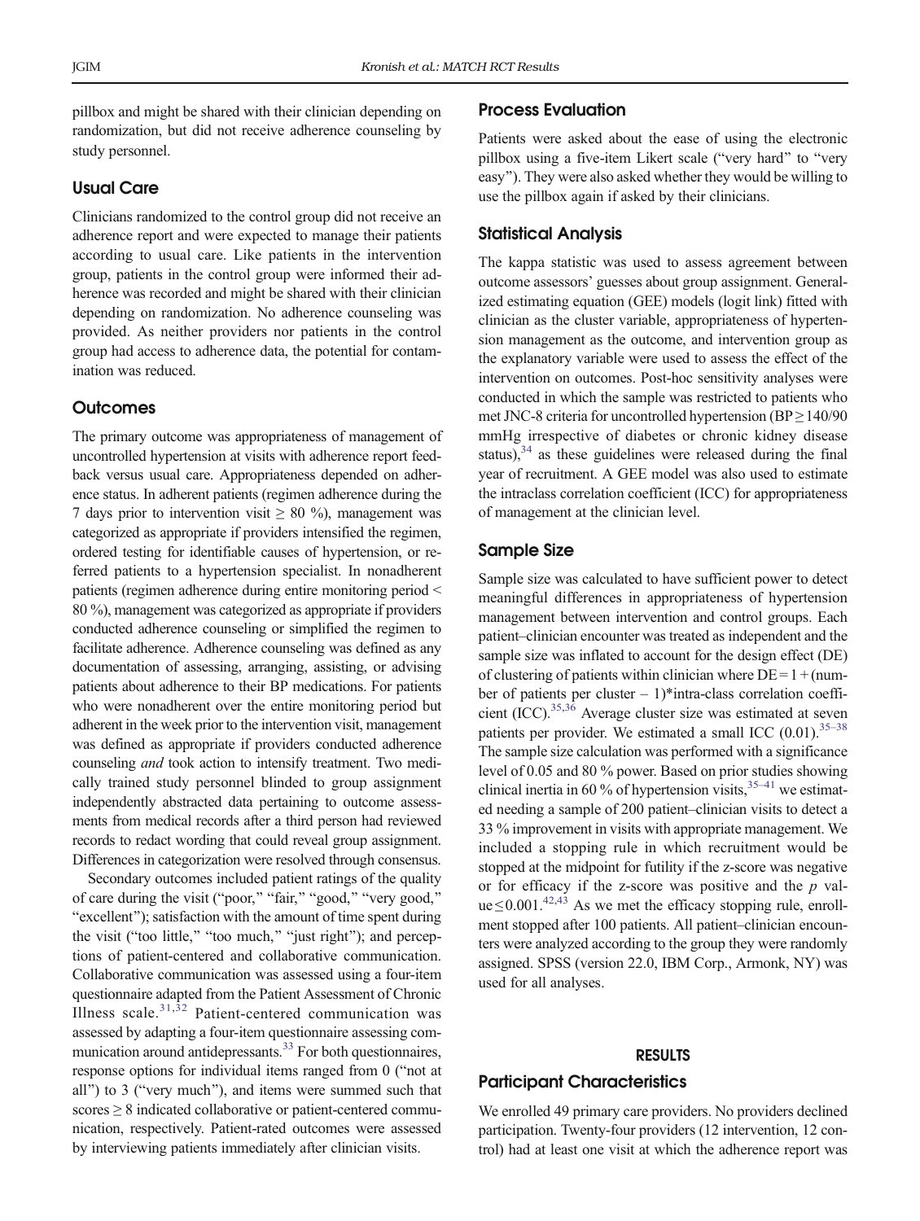pillbox and might be shared with their clinician depending on randomization, but did not receive adherence counseling by study personnel.

### Usual Care

Clinicians randomized to the control group did not receive an adherence report and were expected to manage their patients according to usual care. Like patients in the intervention group, patients in the control group were informed their adherence was recorded and might be shared with their clinician depending on randomization. No adherence counseling was provided. As neither providers nor patients in the control group had access to adherence data, the potential for contamination was reduced.

### Outcomes

The primary outcome was appropriateness of management of uncontrolled hypertension at visits with adherence report feedback versus usual care. Appropriateness depended on adherence status. In adherent patients (regimen adherence during the 7 days prior to intervention visit ≥ 80 %), management was categorized as appropriate if providers intensified the regimen, ordered testing for identifiable causes of hypertension, or referred patients to a hypertension specialist. In nonadherent patients (regimen adherence during entire monitoring period < 80 %), management was categorized as appropriate if providers conducted adherence counseling or simplified the regimen to facilitate adherence. Adherence counseling was defined as any documentation of assessing, arranging, assisting, or advising patients about adherence to their BP medications. For patients who were nonadherent over the entire monitoring period but adherent in the week prior to the intervention visit, management was defined as appropriate if providers conducted adherence counseling *and* took action to intensify treatment. Two medically trained study personnel blinded to group assignment independently abstracted data pertaining to outcome assessments from medical records after a third person had reviewed records to redact wording that could reveal group assignment. Differences in categorization were resolved through consensus.

Secondary outcomes included patient ratings of the quality of care during the visit ("poor," "fair," "good," "very good," "excellent"); satisfaction with the amount of time spent during the visit ("too little," "too much," "just right"); and perceptions of patient-centered and collaborative communication. Collaborative communication was assessed using a four-item questionnaire adapted from the Patient Assessment of Chronic Illness scale.[31,32] Patient-centered communication was assessed by adapting a four-item questionnaire assessing communication around antidepressants.[33] For both questionnaires, response options for individual items ranged from 0 ("not at all") to 3 ("very much"), and items were summed such that scores ≥ 8 indicated collaborative or patient-centered communication, respectively. Patient-rated outcomes were assessed by interviewing patients immediately after clinician visits.

### Process Evaluation

Patients were asked about the ease of using the electronic pillbox using a five-item Likert scale ("very hard" to "very easy"). They were also asked whether they would be willing to use the pillbox again if asked by their clinicians.

### Statistical Analysis

The kappa statistic was used to assess agreement between outcome assessors' guesses about group assignment. Generalized estimating equation (GEE) models (logit link) fitted with clinician as the cluster variable, appropriateness of hypertension management as the outcome, and intervention group as the explanatory variable were used to assess the effect of the intervention on outcomes. Post-hoc sensitivity analyses were conducted in which the sample was restricted to patients who met JNC-8 criteria for uncontrolled hypertension (BP ≥ 140/90 mmHg irrespective of diabetes or chronic kidney disease status),[34] as these guidelines were released during the final year of recruitment. A GEE model was also used to estimate the intraclass correlation coefficient (ICC) for appropriateness of management at the clinician level.

### Sample Size

Sample size was calculated to have sufficient power to detect meaningful differences in appropriateness of hypertension management between intervention and control groups. Each patient–clinician encounter was treated as independent and the sample size was inflated to account for the design effect (DE) of clustering of patients within clinician where DE = 1 + (number of patients per cluster – 1)*intra-class correlation coefficient (ICC).[35,36] Average cluster size was estimated at seven patients per provider. We estimated a small ICC (0.01).[35–38] The sample size calculation was performed with a significance level of 0.05 and 80 % power. Based on prior studies showing clinical inertia in 60 % of hypertension visits,[35–41] we estimated needing a sample of 200 patient–clinician visits to detect a 33 % improvement in visits with appropriate management. We included a stopping rule in which recruitment would be stopped at the midpoint for futility if the z-score was negative or for efficacy if the z-score was positive and the $p$ value ≤ 0.001.[42,43] As we met the efficacy stopping rule, enrollment stopped after 100 patients. All patient–clinician encounters were analyzed according to the group they were randomly assigned. SPSS (version 22.0, IBM Corp., Armonk, NY) was used for all analyses.

## RESULTS

### Participant Characteristics

We enrolled 49 primary care providers. No providers declined participation. Twenty-four providers (12 intervention, 12 control) had at least one visit at which the adherence report was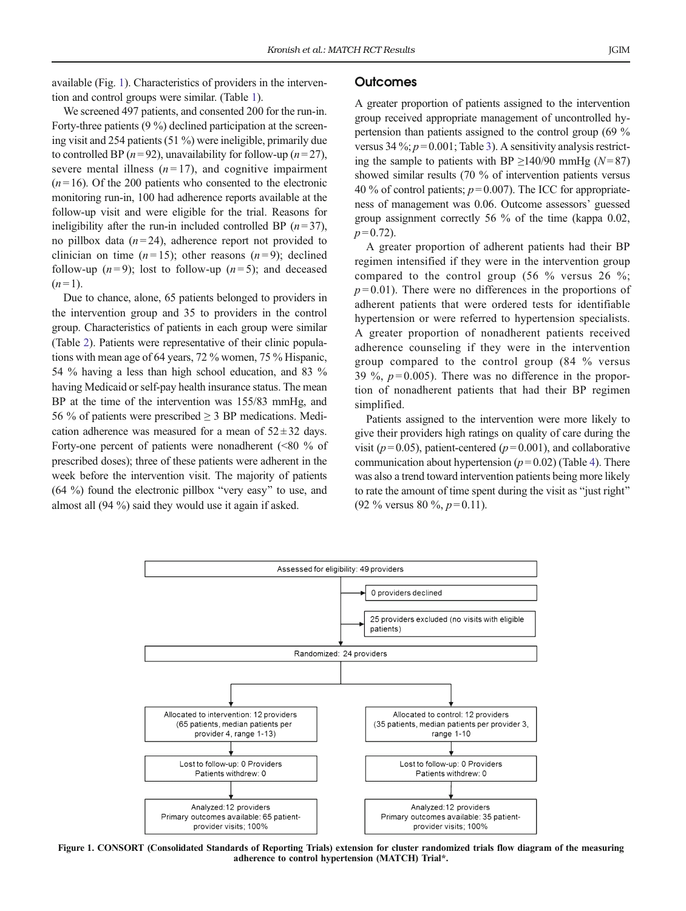available (Fig. 1). Characteristics of providers in the intervention and control groups were similar. (Table 1).

We screened 497 patients, and consented 200 for the run-in. Forty-three patients (9 %) declined participation at the screening visit and 254 patients (51 %) were ineligible, primarily due to controlled BP ($n = 92$), unavailability for follow-up ($n = 27$), severe mental illness ($n = 17$), and cognitive impairment ($n = 16$). Of the 200 patients who consented to the electronic monitoring run-in, 100 had adherence reports available at the follow-up visit and were eligible for the trial. Reasons for ineligibility after the run-in included controlled BP ($n = 37$), no pillbox data ($n = 24$), adherence report not provided to clinician on time ($n = 15$); other reasons ($n = 9$); declined follow-up ($n = 9$); lost to follow-up ($n = 5$); and deceased ($n = 1$).

Due to chance, alone, 65 patients belonged to providers in the intervention group and 35 to providers in the control group. Characteristics of patients in each group were similar (Table 2). Patients were representative of their clinic populations with mean age of 64 years, 72 % women, 75 % Hispanic, 54 % having a less than high school education, and 83 % having Medicaid or self-pay health insurance status. The mean BP at the time of the intervention was 155/83 mmHg, and 56 % of patients were prescribed ≥ 3 BP medications. Medication adherence was measured for a mean of 52 ± 32 days. Forty-one percent of patients were nonadherent (<80 % of prescribed doses); three of these patients were adherent in the week before the intervention visit. The majority of patients (64 %) found the electronic pillbox "very easy" to use, and almost all (94 %) said they would use it again if asked.

## Outcomes

A greater proportion of patients assigned to the intervention group received appropriate management of uncontrolled hypertension than patients assigned to the control group (69 % versus 34 %; $p = 0.001$; Table 3). A sensitivity analysis restricting the sample to patients with BP ≥140/90 mmHg ($N = 87$) showed similar results (70 % of intervention patients versus 40 % of control patients; $p = 0.007$). The ICC for appropriateness of management was 0.06. Outcome assessors' guessed group assignment correctly 56 % of the time (kappa 0.02, $p = 0.72$).

A greater proportion of adherent patients had their BP regimen intensified if they were in the intervention group compared to the control group (56 % versus 26 %; $p = 0.01$). There were no differences in the proportions of adherent patients that were ordered tests for identifiable hypertension or were referred to hypertension specialists. A greater proportion of nonadherent patients received adherence counseling if they were in the intervention group compared to the control group (84 % versus 39 %, $p = 0.005$). There was no difference in the proportion of nonadherent patients that had their BP regimen simplified.

Patients assigned to the intervention were more likely to give their providers high ratings on quality of care during the visit ($p = 0.05$), patient-centered ($p = 0.001$), and collaborative communication about hypertension ($p = 0.02$) (Table 4). There was also a trend toward intervention patients being more likely to rate the amount of time spent during the visit as "just right" (92 % versus 80 %, $p = 0.11$).

Assessed for eligibility: 49 providers

- 0 providers declined
- 25 providers excluded (no visits with eligible patients)

Randomized: 24 providers

| Intervention | Control |
|---|---|
| Allocated to intervention: 12 providers (65 patients, median patients per provider 4, range 1-13) | Allocated to control: 12 providers (35 patients, median patients per provider 3, range 1-10) |
| Lost to follow-up: 0 Providers<br>Patients withdrew: 0 | Lost to follow-up: 0 Providers<br>Patients withdrew: 0 |
| Analyzed: 12 providers<br>Primary outcomes available: 65 patient-provider visits; 100% | Analyzed: 12 providers<br>Primary outcomes available: 35 patient-provider visits; 100% |

**Figure 1. CONSORT (Consolidated Standards of Reporting Trials) extension for cluster randomized trials flow diagram of the measuring adherence to control hypertension (MATCH) Trial*.**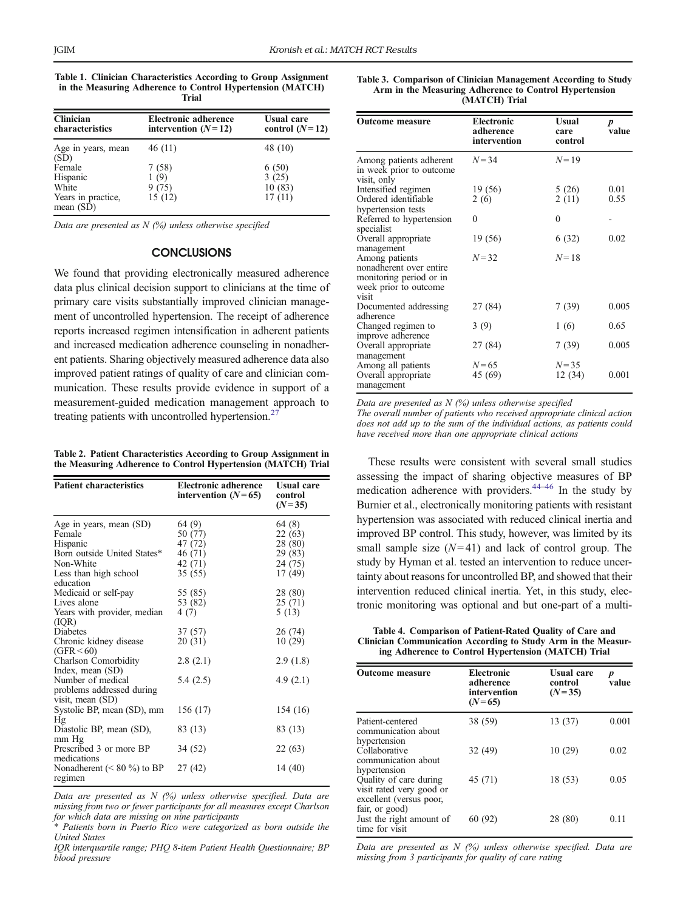**Table 1. Clinician Characteristics According to Group Assignment in the Measuring Adherence to Control Hypertension (MATCH) Trial**

| Clinician characteristics | Electronic adherence intervention ($N=12$) | Usual care control ($N=12$) |
|---|---|---|
| Age in years, mean (SD) | 46 (11) | 48 (10) |
| Female | 7 (58) | 6 (50) |
| Hispanic | 1 (9) | 3 (25) |
| White | 9 (75) | 10 (83) |
| Years in practice, mean (SD) | 15 (12) | 17 (11) |

*Data are presented as N (%) unless otherwise specified*

## CONCLUSIONS

We found that providing electronically measured adherence data plus clinical decision support to clinicians at the time of primary care visits substantially improved clinician management of uncontrolled hypertension. The receipt of adherence reports increased regimen intensification in adherent patients and increased medication adherence counseling in nonadherent patients. Sharing objectively measured adherence data also improved patient ratings of quality of care and clinician communication. These results provide evidence in support of a measurement-guided medication management approach to treating patients with uncontrolled hypertension.[27]

**Table 2. Patient Characteristics According to Group Assignment in the Measuring Adherence to Control Hypertension (MATCH) Trial**

| Patient characteristics | Electronic adherence intervention ($N=65$) | Usual care control ($N=35$) |
|---|---|---|
| Age in years, mean (SD) | 64 (9) | 64 (8) |
| Female | 50 (77) | 22 (63) |
| Hispanic | 47 (72) | 28 (80) |
| Born outside United States* | 46 (71) | 29 (83) |
| Non-White | 42 (71) | 24 (75) |
| Less than high school education | 35 (55) | 17 (49) |
| Medicaid or self-pay | 55 (85) | 28 (80) |
| Lives alone | 53 (82) | 25 (71) |
| Years with provider, median (IQR) | 4 (7) | 5 (13) |
| Diabetes | 37 (57) | 26 (74) |
| Chronic kidney disease (GFR < 60) | 20 (31) | 10 (29) |
| Charlson Comorbidity Index, mean (SD) | 2.8 (2.1) | 2.9 (1.8) |
| Number of medical problems addressed during visit, mean (SD) | 5.4 (2.5) | 4.9 (2.1) |
| Systolic BP, mean (SD), mm Hg | 156 (17) | 154 (16) |
| Diastolic BP, mean (SD), mm Hg | 83 (13) | 83 (13) |
| Prescribed 3 or more BP medications | 34 (52) | 22 (63) |
| Nonadherent (< 80 %) to BP regimen | 27 (42) | 14 (40) |

*Data are presented as N (%) unless otherwise specified. Data are missing from two or fewer participants for all measures except Charlson for which data are missing on nine participants*

*\* Patients born in Puerto Rico were categorized as born outside the United States*

*IQR interquartile range; PHQ 8-item Patient Health Questionnaire; BP blood pressure*

**Table 3. Comparison of Clinician Management According to Study Arm in the Measuring Adherence to Control Hypertension (MATCH) Trial**

| Outcome measure | Electronic adherence intervention | Usual care control | *p* value |
|---|---|---|---|
| Among patients adherent in week prior to outcome visit, only | $N=34$ | $N=19$ | |
| Intensified regimen | 19 (56) | 5 (26) | 0.01 |
| Ordered identifiable hypertension tests | 2 (6) | 2 (11) | 0.55 |
| Referred to hypertension specialist | 0 | 0 | - |
| Overall appropriate management | 19 (56) | 6 (32) | 0.02 |
| Among patients nonadherent over entire monitoring period or in week prior to outcome visit | $N=32$ | $N=18$ | |
| Documented addressing adherence | 27 (84) | 7 (39) | 0.005 |
| Changed regimen to improve adherence | 3 (9) | 1 (6) | 0.65 |
| Overall appropriate management | 27 (84) | 7 (39) | 0.005 |
| Among all patients | $N=65$ | $N=35$ | |
| Overall appropriate management | 45 (69) | 12 (34) | 0.001 |

*Data are presented as N (%) unless otherwise specified*

*The overall number of patients who received appropriate clinical action does not add up to the sum of the individual actions, as patients could have received more than one appropriate clinical actions*

These results were consistent with several small studies assessing the impact of sharing objective measures of BP medication adherence with providers.[44–46] In the study by Burnier et al., electronically monitoring patients with resistant hypertension was associated with reduced clinical inertia and improved BP control. This study, however, was limited by its small sample size ($N=41$) and lack of control group. The study by Hyman et al. tested an intervention to reduce uncertainty about reasons for uncontrolled BP, and showed that their intervention reduced clinical inertia. Yet, in this study, electronic monitoring was optional and but one-part of a multi-

**Table 4. Comparison of Patient-Rated Quality of Care and Clinician Communication According to Study Arm in the Measuring Adherence to Control Hypertension (MATCH) Trial**

| Outcome measure | Electronic adherence intervention ($N=65$) | Usual care control ($N=35$) | *p* value |
|---|---|---|---|
| Patient-centered communication about hypertension | 38 (59) | 13 (37) | 0.001 |
| Collaborative communication about hypertension | 32 (49) | 10 (29) | 0.02 |
| Quality of care during visit rated very good or excellent (versus poor, fair, or good) | 45 (71) | 18 (53) | 0.05 |
| Just the right amount of time for visit | 60 (92) | 28 (80) | 0.11 |

*Data are presented as N (%) unless otherwise specified. Data are missing from 3 participants for quality of care rating*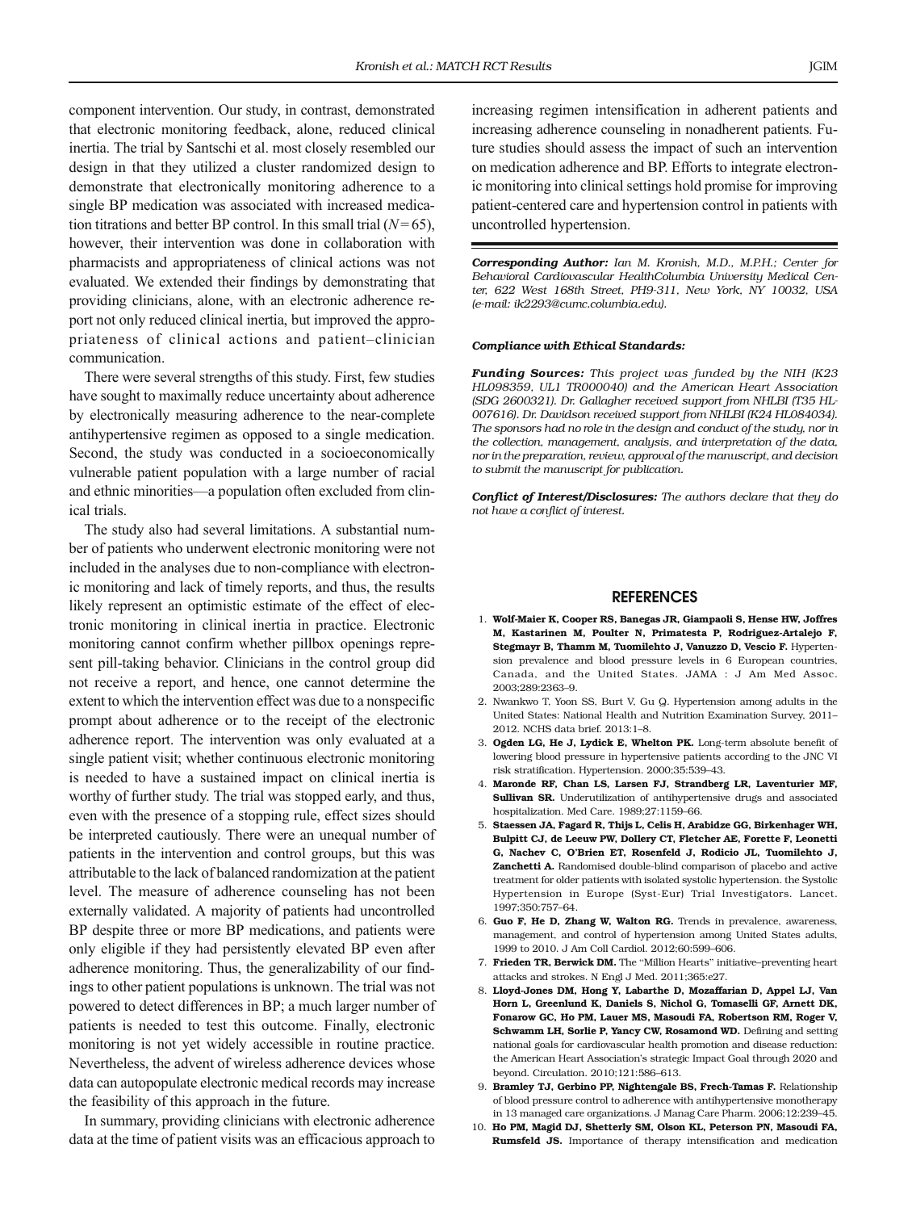component intervention. Our study, in contrast, demonstrated that electronic monitoring feedback, alone, reduced clinical inertia. The trial by Santschi et al. most closely resembled our design in that they utilized a cluster randomized design to demonstrate that electronically monitoring adherence to a single BP medication was associated with increased medication titrations and better BP control. In this small trial ($N = 65$), however, their intervention was done in collaboration with pharmacists and appropriateness of clinical actions was not evaluated. We extended their findings by demonstrating that providing clinicians, alone, with an electronic adherence report not only reduced clinical inertia, but improved the appropriateness of clinical actions and patient–clinician communication.

There were several strengths of this study. First, few studies have sought to maximally reduce uncertainty about adherence by electronically measuring adherence to the near-complete antihypertensive regimen as opposed to a single medication. Second, the study was conducted in a socioeconomically vulnerable patient population with a large number of racial and ethnic minorities—a population often excluded from clinical trials.

The study also had several limitations. A substantial number of patients who underwent electronic monitoring were not included in the analyses due to non-compliance with electronic monitoring and lack of timely reports, and thus, the results likely represent an optimistic estimate of the effect of electronic monitoring in clinical inertia in practice. Electronic monitoring cannot confirm whether pillbox openings represent pill-taking behavior. Clinicians in the control group did not receive a report, and hence, one cannot determine the extent to which the intervention effect was due to a nonspecific prompt about adherence or to the receipt of the electronic adherence report. The intervention was only evaluated at a single patient visit; whether continuous electronic monitoring is needed to have a sustained impact on clinical inertia is worthy of further study. The trial was stopped early, and thus, even with the presence of a stopping rule, effect sizes should be interpreted cautiously. There were an unequal number of patients in the intervention and control groups, but this was attributable to the lack of balanced randomization at the patient level. The measure of adherence counseling has not been externally validated. A majority of patients had uncontrolled BP despite three or more BP medications, and patients were only eligible if they had persistently elevated BP even after adherence monitoring. Thus, the generalizability of our findings to other patient populations is unknown. The trial was not powered to detect differences in BP; a much larger number of patients is needed to test this outcome. Finally, electronic monitoring is not yet widely accessible in routine practice. Nevertheless, the advent of wireless adherence devices whose data can autopopulate electronic medical records may increase the feasibility of this approach in the future.

In summary, providing clinicians with electronic adherence data at the time of patient visits was an efficacious approach to increasing regimen intensification in adherent patients and increasing adherence counseling in nonadherent patients. Future studies should assess the impact of such an intervention on medication adherence and BP. Efforts to integrate electronic monitoring into clinical settings hold promise for improving patient-centered care and hypertension control in patients with uncontrolled hypertension.

***Corresponding Author:*** *Ian M. Kronish, M.D., M.P.H.; Center for Behavioral Cardiovascular HealthColumbia University Medical Center, 622 West 168th Street, PH9-311, New York, NY 10032, USA (e-mail: ik2293@cumc.columbia.edu).*

***Compliance with Ethical Standards:***

***Funding Sources:*** *This project was funded by the NIH (K23 HL098359, UL1 TR000040) and the American Heart Association (SDG 2600321). Dr. Gallagher received support from NHLBI (T35 HL-007616). Dr. Davidson received support from NHLBI (K24 HL084034). The sponsors had no role in the design and conduct of the study, nor in the collection, management, analysis, and interpretation of the data, nor in the preparation, review, approval of the manuscript, and decision to submit the manuscript for publication.*

***Conflict of Interest/Disclosures:*** *The authors declare that they do not have a conflict of interest.*

## REFERENCES

1. **Wolf-Maier K, Cooper RS, Banegas JR, Giampaoli S, Hense HW, Joffres M, Kastarinen M, Poulter N, Primatesta P, Rodriguez-Artalejo F, Stegmayr B, Thamm M, Tuomilehto J, Vanuzzo D, Vescio F.** Hypertension prevalence and blood pressure levels in 6 European countries, Canada, and the United States. JAMA : J Am Med Assoc. 2003;289:2363–9.
2. Nwankwo T, Yoon SS, Burt V, Gu Q. Hypertension among adults in the United States: National Health and Nutrition Examination Survey, 2011–2012. NCHS data brief. 2013:1–8.
3. **Ogden LG, He J, Lydick E, Whelton PK.** Long-term absolute benefit of lowering blood pressure in hypertensive patients according to the JNC VI risk stratification. Hypertension. 2000;35:539–43.
4. **Maronde RF, Chan LS, Larsen FJ, Strandberg LR, Laventurier MF, Sullivan SR.** Underutilization of antihypertensive drugs and associated hospitalization. Med Care. 1989;27:1159–66.
5. **Staessen JA, Fagard R, Thijs L, Celis H, Arabidze GG, Birkenhager WH, Bulpitt CJ, de Leeuw PW, Dollery CT, Fletcher AE, Forette F, Leonetti G, Nachev C, O'Brien ET, Rosenfeld J, Rodicio JL, Tuomilehto J, Zanchetti A.** Randomised double-blind comparison of placebo and active treatment for older patients with isolated systolic hypertension. the Systolic Hypertension in Europe (Syst-Eur) Trial Investigators. Lancet. 1997;350:757–64.
6. **Guo F, He D, Zhang W, Walton RG.** Trends in prevalence, awareness, management, and control of hypertension among United States adults, 1999 to 2010. J Am Coll Cardiol. 2012;60:599–606.
7. **Frieden TR, Berwick DM.** The "Million Hearts" initiative–preventing heart attacks and strokes. N Engl J Med. 2011;365:e27.
8. **Lloyd-Jones DM, Hong Y, Labarthe D, Mozaffarian D, Appel LJ, Van Horn L, Greenlund K, Daniels S, Nichol G, Tomaselli GF, Arnett DK, Fonarow GC, Ho PM, Lauer MS, Masoudi FA, Robertson RM, Roger V, Schwamm LH, Sorlie P, Yancy CW, Rosamond WD.** Defining and setting national goals for cardiovascular health promotion and disease reduction: the American Heart Association's strategic Impact Goal through 2020 and beyond. Circulation. 2010;121:586–613.
9. **Bramley TJ, Gerbino PP, Nightengale BS, Frech-Tamas F.** Relationship of blood pressure control to adherence with antihypertensive monotherapy in 13 managed care organizations. J Manag Care Pharm. 2006;12:239–45.
10. **Ho PM, Magid DJ, Shetterly SM, Olson KL, Peterson PN, Masoudi FA, Rumsfeld JS.** Importance of therapy intensification and medication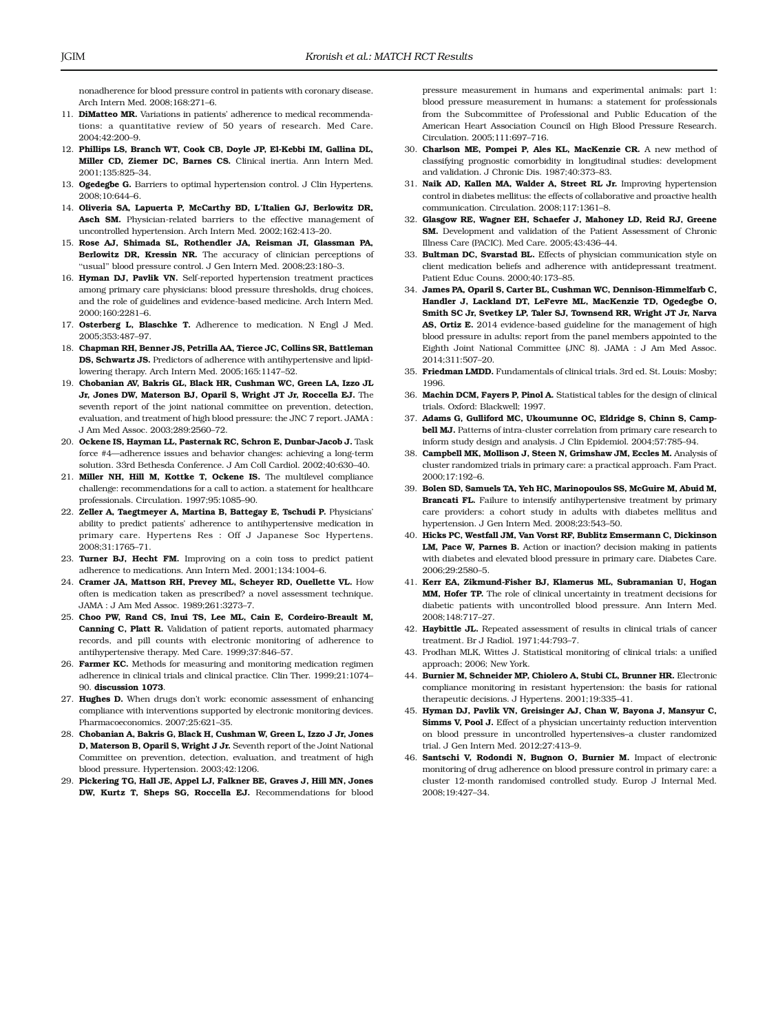nonadherence for blood pressure control in patients with coronary disease. Arch Intern Med. 2008;168:271–6.

11. **DiMatteo MR.** Variations in patients' adherence to medical recommendations: a quantitative review of 50 years of research. Med Care. 2004;42:200–9.
12. **Phillips LS, Branch WT, Cook CB, Doyle JP, El-Kebbi IM, Gallina DL, Miller CD, Ziemer DC, Barnes CS.** Clinical inertia. Ann Intern Med. 2001;135:825–34.
13. **Ogedegbe G.** Barriers to optimal hypertension control. J Clin Hypertens. 2008;10:644–6.
14. **Oliveria SA, Lapuerta P, McCarthy BD, L'Italien GJ, Berlowitz DR, Asch SM.** Physician-related barriers to the effective management of uncontrolled hypertension. Arch Intern Med. 2002;162:413–20.
15. **Rose AJ, Shimada SL, Rothendler JA, Reisman JI, Glassman PA, Berlowitz DR, Kressin NR.** The accuracy of clinician perceptions of "usual" blood pressure control. J Gen Intern Med. 2008;23:180–3.
16. **Hyman DJ, Pavlik VN.** Self-reported hypertension treatment practices among primary care physicians: blood pressure thresholds, drug choices, and the role of guidelines and evidence-based medicine. Arch Intern Med. 2000;160:2281–6.
17. **Osterberg L, Blaschke T.** Adherence to medication. N Engl J Med. 2005;353:487–97.
18. **Chapman RH, Benner JS, Petrilla AA, Tierce JC, Collins SR, Battleman DS, Schwartz JS.** Predictors of adherence with antihypertensive and lipid-lowering therapy. Arch Intern Med. 2005;165:1147–52.
19. **Chobanian AV, Bakris GL, Black HR, Cushman WC, Green LA, Izzo JL Jr, Jones DW, Materson BJ, Oparil S, Wright JT Jr, Roccella EJ.** The seventh report of the joint national committee on prevention, detection, evaluation, and treatment of high blood pressure: the JNC 7 report. JAMA : J Am Med Assoc. 2003;289:2560–72.
20. **Ockene IS, Hayman LL, Pasternak RC, Schron E, Dunbar-Jacob J.** Task force #4—adherence issues and behavior changes: achieving a long-term solution. 33rd Bethesda Conference. J Am Coll Cardiol. 2002;40:630–40.
21. **Miller NH, Hill M, Kottke T, Ockene IS.** The multilevel compliance challenge: recommendations for a call to action. a statement for healthcare professionals. Circulation. 1997;95:1085–90.
22. **Zeller A, Taegtmeyer A, Martina B, Battegay E, Tschudi P.** Physicians' ability to predict patients' adherence to antihypertensive medication in primary care. Hypertens Res : Off J Japanese Soc Hypertens. 2008;31:1765–71.
23. **Turner BJ, Hecht FM.** Improving on a coin toss to predict patient adherence to medications. Ann Intern Med. 2001;134:1004–6.
24. **Cramer JA, Mattson RH, Prevey ML, Scheyer RD, Ouellette VL.** How often is medication taken as prescribed? a novel assessment technique. JAMA : J Am Med Assoc. 1989;261:3273–7.
25. **Choo PW, Rand CS, Inui TS, Lee ML, Cain E, Cordeiro-Breault M, Canning C, Platt R.** Validation of patient reports, automated pharmacy records, and pill counts with electronic monitoring of adherence to antihypertensive therapy. Med Care. 1999;37:846–57.
26. **Farmer KC.** Methods for measuring and monitoring medication regimen adherence in clinical trials and clinical practice. Clin Ther. 1999;21:1074–90. **discussion 1073**.
27. **Hughes D.** When drugs don't work: economic assessment of enhancing compliance with interventions supported by electronic monitoring devices. Pharmacoeconomics. 2007;25:621–35.
28. **Chobanian A, Bakris G, Black H, Cushman W, Green L, Izzo J Jr, Jones D, Materson B, Oparil S, Wright J Jr.** Seventh report of the Joint National Committee on prevention, detection, evaluation, and treatment of high blood pressure. Hypertension. 2003;42:1206.
29. **Pickering TG, Hall JE, Appel LJ, Falkner BE, Graves J, Hill MN, Jones DW, Kurtz T, Sheps SG, Roccella EJ.** Recommendations for blood pressure measurement in humans and experimental animals: part 1: blood pressure measurement in humans: a statement for professionals from the Subcommittee of Professional and Public Education of the American Heart Association Council on High Blood Pressure Research. Circulation. 2005;111:697–716.
30. **Charlson ME, Pompei P, Ales KL, MacKenzie CR.** A new method of classifying prognostic comorbidity in longitudinal studies: development and validation. J Chronic Dis. 1987;40:373–83.
31. **Naik AD, Kallen MA, Walder A, Street RL Jr.** Improving hypertension control in diabetes mellitus: the effects of collaborative and proactive health communication. Circulation. 2008;117:1361–8.
32. **Glasgow RE, Wagner EH, Schaefer J, Mahoney LD, Reid RJ, Greene SM.** Development and validation of the Patient Assessment of Chronic Illness Care (PACIC). Med Care. 2005;43:436–44.
33. **Bultman DC, Svarstad BL.** Effects of physician communication style on client medication beliefs and adherence with antidepressant treatment. Patient Educ Couns. 2000;40:173–85.
34. **James PA, Oparil S, Carter BL, Cushman WC, Dennison-Himmelfarb C, Handler J, Lackland DT, LeFevre ML, MacKenzie TD, Ogedegbe O, Smith SC Jr, Svetkey LP, Taler SJ, Townsend RR, Wright JT Jr, Narva AS, Ortiz E.** 2014 evidence-based guideline for the management of high blood pressure in adults: report from the panel members appointed to the Eighth Joint National Committee (JNC 8). JAMA : J Am Med Assoc. 2014;311:507–20.
35. **Friedman LMDD.** Fundamentals of clinical trials. 3rd ed. St. Louis: Mosby; 1996.
36. **Machin DCM, Fayers P, Pinol A.** Statistical tables for the design of clinical trials. Oxford: Blackwell; 1997.
37. **Adams G, Gulliford MC, Ukoumunne OC, Eldridge S, Chinn S, Campbell MJ.** Patterns of intra-cluster correlation from primary care research to inform study design and analysis. J Clin Epidemiol. 2004;57:785–94.
38. **Campbell MK, Mollison J, Steen N, Grimshaw JM, Eccles M.** Analysis of cluster randomized trials in primary care: a practical approach. Fam Pract. 2000;17:192–6.
39. **Bolen SD, Samuels TA, Yeh HC, Marinopoulos SS, McGuire M, Abuid M, Brancati FL.** Failure to intensify antihypertensive treatment by primary care providers: a cohort study in adults with diabetes mellitus and hypertension. J Gen Intern Med. 2008;23:543–50.
40. **Hicks PC, Westfall JM, Van Vorst RF, Bublitz Emsermann C, Dickinson LM, Pace W, Parnes B.** Action or inaction? decision making in patients with diabetes and elevated blood pressure in primary care. Diabetes Care. 2006;29:2580–5.
41. **Kerr EA, Zikmund-Fisher BJ, Klamerus ML, Subramanian U, Hogan MM, Hofer TP.** The role of clinical uncertainty in treatment decisions for diabetic patients with uncontrolled blood pressure. Ann Intern Med. 2008;148:717–27.
42. **Haybittle JL.** Repeated assessment of results in clinical trials of cancer treatment. Br J Radiol. 1971;44:793–7.
43. Prodhan MLK, Wittes J. Statistical monitoring of clinical trials: a unified approach; 2006; New York.
44. **Burnier M, Schneider MP, Chiolero A, Stubi CL, Brunner HR.** Electronic compliance monitoring in resistant hypertension: the basis for rational therapeutic decisions. J Hypertens. 2001;19:335–41.
45. **Hyman DJ, Pavlik VN, Greisinger AJ, Chan W, Bayona J, Mansyur C, Simms V, Pool J.** Effect of a physician uncertainty reduction intervention on blood pressure in uncontrolled hypertensives–a cluster randomized trial. J Gen Intern Med. 2012;27:413–9.
46. **Santschi V, Rodondi N, Bugnon O, Burnier M.** Impact of electronic monitoring of drug adherence on blood pressure control in primary care: a cluster 12-month randomised controlled study. Europ J Internal Med. 2008;19:427–34.